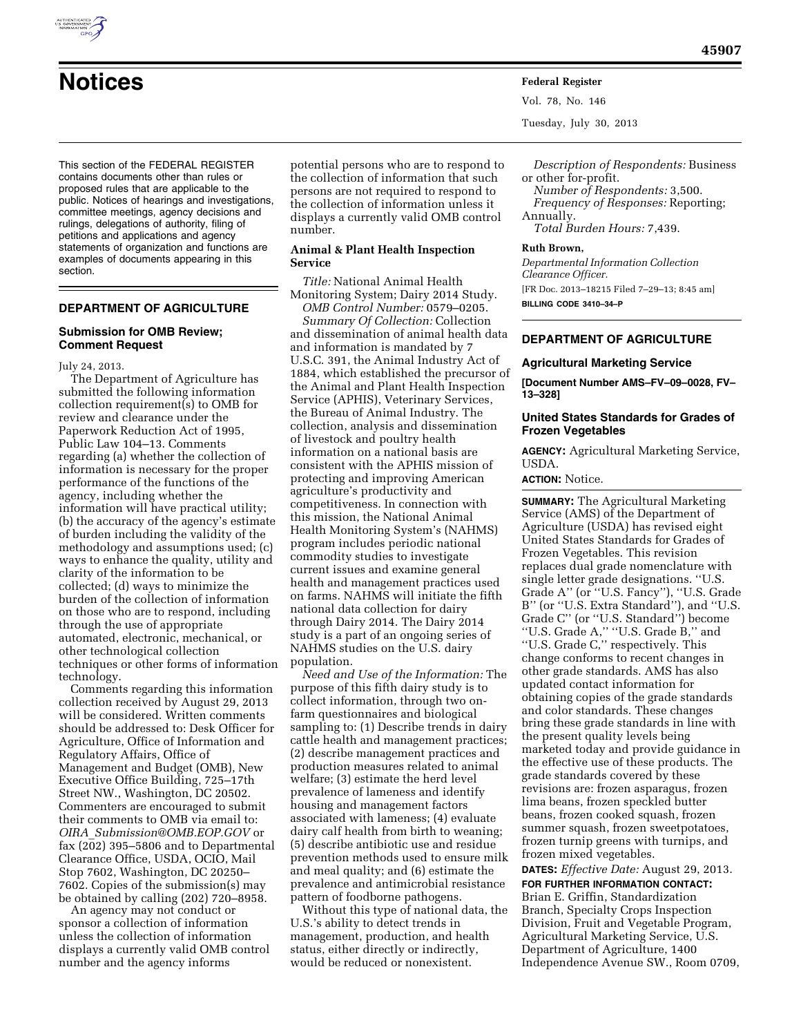# Notices

This section of the FEDERAL REGISTER contains documents other than rules or proposed rules that are applicable to the public. Notices of hearings and investigations, committee meetings, agency decisions and rulings, delegations of authority, filing of petitions and applications and agency statements of organization and functions are examples of documents appearing in this section.

## DEPARTMENT OF AGRICULTURE

### Submission for OMB Review; Comment Request

July 24, 2013.

The Department of Agriculture has submitted the following information collection requirement(s) to OMB for review and clearance under the Paperwork Reduction Act of 1995, Public Law 104–13. Comments regarding (a) whether the collection of information is necessary for the proper performance of the functions of the agency, including whether the information will have practical utility; (b) the accuracy of the agency's estimate of burden including the validity of the methodology and assumptions used; (c) ways to enhance the quality, utility and clarity of the information to be collected; (d) ways to minimize the burden of the collection of information on those who are to respond, including through the use of appropriate automated, electronic, mechanical, or other technological collection techniques or other forms of information technology.

Comments regarding this information collection received by August 29, 2013 will be considered. Written comments should be addressed to: Desk Officer for Agriculture, Office of Information and Regulatory Affairs, Office of Management and Budget (OMB), New Executive Office Building, 725–17th Street NW., Washington, DC 20502. Commenters are encouraged to submit their comments to OMB via email to: *OIRA_Submission@OMB.EOP.GOV* or fax (202) 395–5806 and to Departmental Clearance Office, USDA, OCIO, Mail Stop 7602, Washington, DC 20250–7602. Copies of the submission(s) may be obtained by calling (202) 720–8958.

An agency may not conduct or sponsor a collection of information unless the collection of information displays a currently valid OMB control number and the agency informs potential persons who are to respond to the collection of information that such persons are not required to respond to the collection of information unless it displays a currently valid OMB control number.

### Animal & Plant Health Inspection Service

*Title:* National Animal Health Monitoring System; Dairy 2014 Study.

*OMB Control Number:* 0579–0205.

*Summary Of Collection:* Collection and dissemination of animal health data and information is mandated by 7 U.S.C. 391, the Animal Industry Act of 1884, which established the precursor of the Animal and Plant Health Inspection Service (APHIS), Veterinary Services, the Bureau of Animal Industry. The collection, analysis and dissemination of livestock and poultry health information on a national basis are consistent with the APHIS mission of protecting and improving American agriculture's productivity and competitiveness. In connection with this mission, the National Animal Health Monitoring System's (NAHMS) program includes periodic national commodity studies to investigate current issues and examine general health and management practices used on farms. NAHMS will initiate the fifth national data collection for dairy through Dairy 2014. The Dairy 2014 study is a part of an ongoing series of NAHMS studies on the U.S. dairy population.

*Need and Use of the Information:* The purpose of this fifth dairy study is to collect information, through two on-farm questionnaires and biological sampling to: (1) Describe trends in dairy cattle health and management practices; (2) describe management practices and production measures related to animal welfare; (3) estimate the herd level prevalence of lameness and identify housing and management factors associated with lameness; (4) evaluate dairy calf health from birth to weaning; (5) describe antibiotic use and residue prevention methods used to ensure milk and meal quality; and (6) estimate the prevalence and antimicrobial resistance pattern of foodborne pathogens.

Without this type of national data, the U.S.'s ability to detect trends in management, production, and health status, either directly or indirectly, would be reduced or nonexistent.

*Description of Respondents:* Business or other for-profit.

*Number of Respondents:* 3,500.

*Frequency of Responses:* Reporting; Annually.

*Total Burden Hours:* 7,439.

**Ruth Brown,**

*Departmental Information Collection Clearance Officer.*

[FR Doc. 2013–18215 Filed 7–29–13; 8:45 am]

**BILLING CODE 3410–34–P**

## DEPARTMENT OF AGRICULTURE

### Agricultural Marketing Service

**[Document Number AMS–FV–09–0028, FV–13–328]**

### United States Standards for Grades of Frozen Vegetables

**AGENCY:** Agricultural Marketing Service, USDA.

**ACTION:** Notice.

**SUMMARY:** The Agricultural Marketing Service (AMS) of the Department of Agriculture (USDA) has revised eight United States Standards for Grades of Frozen Vegetables. This revision replaces dual grade nomenclature with single letter grade designations. ''U.S. Grade A'' (or ''U.S. Fancy''), ''U.S. Grade B'' (or ''U.S. Extra Standard''), and ''U.S. Grade C'' (or ''U.S. Standard'') become ''U.S. Grade A,'' ''U.S. Grade B,'' and ''U.S. Grade C,'' respectively. This change conforms to recent changes in other grade standards. AMS has also updated contact information for obtaining copies of the grade standards and color standards. These changes bring these grade standards in line with the present quality levels being marketed today and provide guidance in the effective use of these products. The grade standards covered by these revisions are: frozen asparagus, frozen lima beans, frozen speckled butter beans, frozen cooked squash, frozen summer squash, frozen sweetpotatoes, frozen turnip greens with turnips, and frozen mixed vegetables.

**DATES:** *Effective Date:* August 29, 2013.

**FOR FURTHER INFORMATION CONTACT:** Brian E. Griffin, Standardization Branch, Specialty Crops Inspection Division, Fruit and Vegetable Program, Agricultural Marketing Service, U.S. Department of Agriculture, 1400 Independence Avenue SW., Room 0709,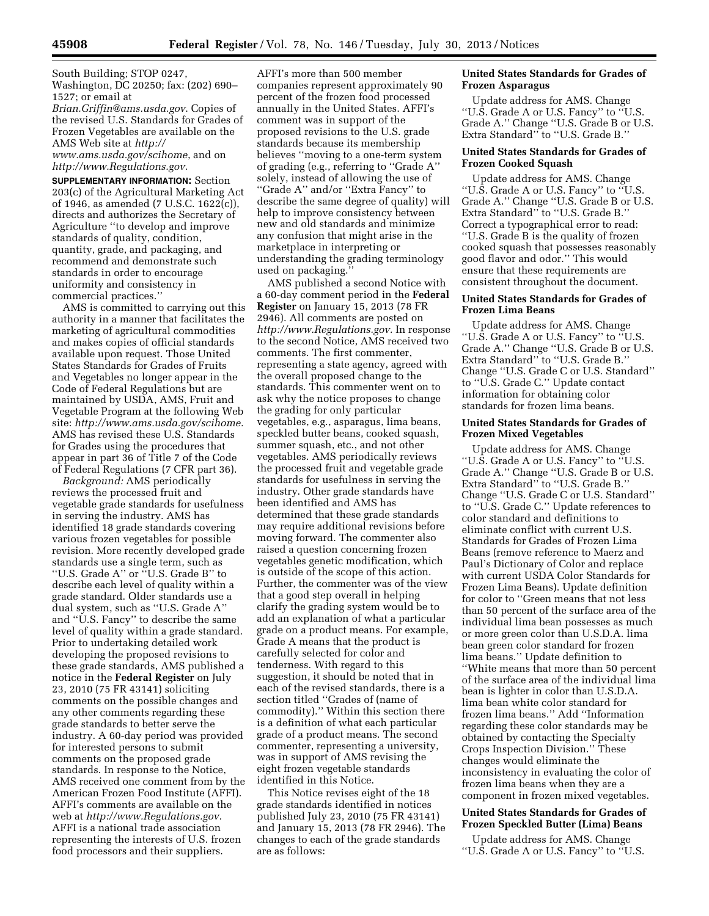South Building; STOP 0247, Washington, DC 20250; fax: (202) 690–1527; or email at *Brian.Griffin@ams.usda.gov*. Copies of the revised U.S. Standards for Grades of Frozen Vegetables are available on the AMS Web site at *http://www.ams.usda.gov/scihome*, and on *http://www.Regulations.gov.*

**SUPPLEMENTARY INFORMATION:** Section 203(c) of the Agricultural Marketing Act of 1946, as amended (7 U.S.C. 1622(c)), directs and authorizes the Secretary of Agriculture ''to develop and improve standards of quality, condition, quantity, grade, and packaging, and recommend and demonstrate such standards in order to encourage uniformity and consistency in commercial practices.''

AMS is committed to carrying out this authority in a manner that facilitates the marketing of agricultural commodities and makes copies of official standards available upon request. Those United States Standards for Grades of Fruits and Vegetables no longer appear in the Code of Federal Regulations but are maintained by USDA, AMS, Fruit and Vegetable Program at the following Web site: *http://www.ams.usda.gov/scihome.* AMS has revised these U.S. Standards for Grades using the procedures that appear in part 36 of Title 7 of the Code of Federal Regulations (7 CFR part 36).

*Background:* AMS periodically reviews the processed fruit and vegetable grade standards for usefulness in serving the industry. AMS has identified 18 grade standards covering various frozen vegetables for possible revision. More recently developed grade standards use a single term, such as ''U.S. Grade A'' or ''U.S. Grade B'' to describe each level of quality within a grade standard. Older standards use a dual system, such as ''U.S. Grade A'' and ''U.S. Fancy'' to describe the same level of quality within a grade standard. Prior to undertaking detailed work developing the proposed revisions to these grade standards, AMS published a notice in the **Federal Register** on July 23, 2010 (75 FR 43141) soliciting comments on the possible changes and any other comments regarding these grade standards to better serve the industry. A 60-day period was provided for interested persons to submit comments on the proposed grade standards. In response to the Notice, AMS received one comment from by the American Frozen Food Institute (AFFI). AFFI's comments are available on the web at *http://www.Regulations.gov.* AFFI is a national trade association representing the interests of U.S. frozen food processors and their suppliers. AFFI's more than 500 member companies represent approximately 90 percent of the frozen food processed annually in the United States. AFFI's comment was in support of the proposed revisions to the U.S. grade standards because its membership believes ''moving to a one-term system of grading (e.g., referring to ''Grade A'' solely, instead of allowing the use of ''Grade A'' and/or ''Extra Fancy'' to describe the same degree of quality) will help to improve consistency between new and old standards and minimize any confusion that might arise in the marketplace in interpreting or understanding the grading terminology used on packaging.''

AMS published a second Notice with a 60-day comment period in the **Federal Register** on January 15, 2013 (78 FR 2946). All comments are posted on *http://www.Regulations.gov.* In response to the second Notice, AMS received two comments. The first commenter, representing a state agency, agreed with the overall proposed change to the standards. This commenter went on to ask why the notice proposes to change the grading for only particular vegetables, e.g., asparagus, lima beans, speckled butter beans, cooked squash, summer squash, etc., and not other vegetables. AMS periodically reviews the processed fruit and vegetable grade standards for usefulness in serving the industry. Other grade standards have been identified and AMS has determined that these grade standards may require additional revisions before moving forward. The commenter also raised a question concerning frozen vegetables genetic modification, which is outside of the scope of this action. Further, the commenter was of the view that a good step overall in helping clarify the grading system would be to add an explanation of what a particular grade on a product means. For example, Grade A means that the product is carefully selected for color and tenderness. With regard to this suggestion, it should be noted that in each of the revised standards, there is a section titled ''Grades of (name of commodity).'' Within this section there is a definition of what each particular grade of a product means. The second commenter, representing a university, was in support of AMS revising the eight frozen vegetable standards identified in this Notice.

This Notice revises eight of the 18 grade standards identified in notices published July 23, 2010 (75 FR 43141) and January 15, 2013 (78 FR 2946). The changes to each of the grade standards are as follows:

**United States Standards for Grades of Frozen Asparagus**

Update address for AMS. Change ''U.S. Grade A or U.S. Fancy'' to ''U.S. Grade A.'' Change ''U.S. Grade B or U.S. Extra Standard'' to ''U.S. Grade B.''

**United States Standards for Grades of Frozen Cooked Squash**

Update address for AMS. Change ''U.S. Grade A or U.S. Fancy'' to ''U.S. Grade A.'' Change ''U.S. Grade B or U.S. Extra Standard'' to ''U.S. Grade B.'' Correct a typographical error to read: ''U.S. Grade B is the quality of frozen cooked squash that possesses reasonably good flavor and odor.'' This would ensure that these requirements are consistent throughout the document.

**United States Standards for Grades of Frozen Lima Beans**

Update address for AMS. Change ''U.S. Grade A or U.S. Fancy'' to ''U.S. Grade A.'' Change ''U.S. Grade B or U.S. Extra Standard'' to ''U.S. Grade B.'' Change ''U.S. Grade C or U.S. Standard'' to ''U.S. Grade C.'' Update contact information for obtaining color standards for frozen lima beans.

**United States Standards for Grades of Frozen Mixed Vegetables**

Update address for AMS. Change ''U.S. Grade A or U.S. Fancy'' to ''U.S. Grade A.'' Change ''U.S. Grade B or U.S. Extra Standard'' to ''U.S. Grade B.'' Change ''U.S. Grade C or U.S. Standard'' to ''U.S. Grade C.'' Update references to color standard and definitions to eliminate conflict with current U.S. Standards for Grades of Frozen Lima Beans (remove reference to Maerz and Paul's Dictionary of Color and replace with current USDA Color Standards for Frozen Lima Beans). Update definition for color to ''Green means that not less than 50 percent of the surface area of the individual lima bean possesses as much or more green color than U.S.D.A. lima bean green color standard for frozen lima beans.'' Update definition to ''White means that more than 50 percent of the surface area of the individual lima bean is lighter in color than U.S.D.A. lima bean white color standard for frozen lima beans.'' Add ''Information regarding these color standards may be obtained by contacting the Specialty Crops Inspection Division.'' These changes would eliminate the inconsistency in evaluating the color of frozen lima beans when they are a component in frozen mixed vegetables.

**United States Standards for Grades of Frozen Speckled Butter (Lima) Beans**

Update address for AMS. Change ''U.S. Grade A or U.S. Fancy'' to ''U.S.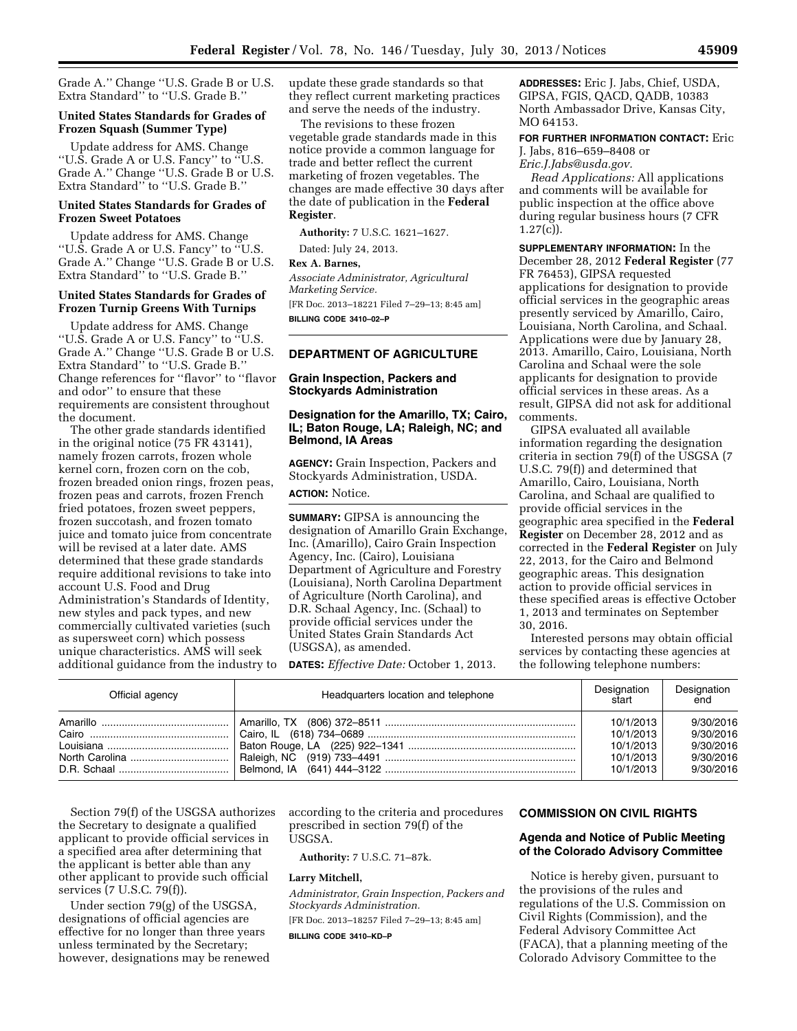Grade A.'' Change ''U.S. Grade B or U.S. Extra Standard'' to ''U.S. Grade B.''

**United States Standards for Grades of Frozen Squash (Summer Type)**

Update address for AMS. Change ''U.S. Grade A or U.S. Fancy'' to ''U.S. Grade A.'' Change ''U.S. Grade B or U.S. Extra Standard'' to ''U.S. Grade B.''

**United States Standards for Grades of Frozen Sweet Potatoes**

Update address for AMS. Change ''U.S. Grade A or U.S. Fancy'' to ''U.S. Grade A.'' Change ''U.S. Grade B or U.S. Extra Standard'' to ''U.S. Grade B.''

**United States Standards for Grades of Frozen Turnip Greens With Turnips**

Update address for AMS. Change ''U.S. Grade A or U.S. Fancy'' to ''U.S. Grade A.'' Change ''U.S. Grade B or U.S. Extra Standard'' to ''U.S. Grade B.'' Change references for ''flavor'' to ''flavor and odor'' to ensure that these requirements are consistent throughout the document.

The other grade standards identified in the original notice (75 FR 43141), namely frozen carrots, frozen whole kernel corn, frozen corn on the cob, frozen breaded onion rings, frozen peas, frozen peas and carrots, frozen French fried potatoes, frozen sweet peppers, frozen succotash, and frozen tomato juice and tomato juice from concentrate will be revised at a later date. AMS determined that these grade standards require additional revisions to take into account U.S. Food and Drug Administration's Standards of Identity, new styles and pack types, and new commercially cultivated varieties (such as supersweet corn) which possess unique characteristics. AMS will seek additional guidance from the industry to update these grade standards so that they reflect current marketing practices and serve the needs of the industry.

The revisions to these frozen vegetable grade standards made in this notice provide a common language for trade and better reflect the current marketing of frozen vegetables. The changes are made effective 30 days after the date of publication in the **Federal Register**.

**Authority:** 7 U.S.C. 1621–1627.

Dated: July 24, 2013.

**Rex A. Barnes,**

*Associate Administrator, Agricultural Marketing Service.*

[FR Doc. 2013–18221 Filed 7–29–13; 8:45 am]

**BILLING CODE 3410–02–P**

## DEPARTMENT OF AGRICULTURE

### Grain Inspection, Packers and Stockyards Administration

### Designation for the Amarillo, TX; Cairo, IL; Baton Rouge, LA; Raleigh, NC; and Belmond, IA Areas

**AGENCY:** Grain Inspection, Packers and Stockyards Administration, USDA.

**ACTION:** Notice.

**SUMMARY:** GIPSA is announcing the designation of Amarillo Grain Exchange, Inc. (Amarillo), Cairo Grain Inspection Agency, Inc. (Cairo), Louisiana Department of Agriculture and Forestry (Louisiana), North Carolina Department of Agriculture (North Carolina), and D.R. Schaal Agency, Inc. (Schaal) to provide official services under the United States Grain Standards Act (USGSA), as amended.

**DATES:** *Effective Date:* October 1, 2013.

**ADDRESSES:** Eric J. Jabs, Chief, USDA, GIPSA, FGIS, QACD, QADB, 10383 North Ambassador Drive, Kansas City, MO 64153.

**FOR FURTHER INFORMATION CONTACT:** Eric J. Jabs, 816–659–8408 or *Eric.J.Jabs@usda.gov.*

*Read Applications:* All applications and comments will be available for public inspection at the office above during regular business hours (7 CFR 1.27(c)).

**SUPPLEMENTARY INFORMATION:** In the December 28, 2012 **Federal Register** (77 FR 76453), GIPSA requested applications for designation to provide official services in the geographic areas presently serviced by Amarillo, Cairo, Louisiana, North Carolina, and Schaal. Applications were due by January 28, 2013. Amarillo, Cairo, Louisiana, North Carolina and Schaal were the sole applicants for designation to provide official services in these areas. As a result, GIPSA did not ask for additional comments.

GIPSA evaluated all available information regarding the designation criteria in section 79(f) of the USGSA (7 U.S.C. 79(f)) and determined that Amarillo, Cairo, Louisiana, North Carolina, and Schaal are qualified to provide official services in the geographic area specified in the **Federal Register** on December 28, 2012 and as corrected in the **Federal Register** on July 22, 2013, for the Cairo and Belmond geographic areas. This designation action to provide official services in these specified areas is effective October 1, 2013 and terminates on September 30, 2016.

Interested persons may obtain official services by contacting these agencies at the following telephone numbers:

| Official agency | Headquarters location and telephone | Designation start | Designation end |
|---|---|---|---|
| Amarillo | Amarillo, TX (806) 372–8511 | 10/1/2013 | 9/30/2016 |
| Cairo | Cairo, IL (618) 734–0689 | 10/1/2013 | 9/30/2016 |
| Louisiana | Baton Rouge, LA (225) 922–1341 | 10/1/2013 | 9/30/2016 |
| North Carolina | Raleigh, NC (919) 733–4491 | 10/1/2013 | 9/30/2016 |
| D.R. Schaal | Belmond, IA (641) 444–3122 | 10/1/2013 | 9/30/2016 |

Section 79(f) of the USGSA authorizes the Secretary to designate a qualified applicant to provide official services in a specified area after determining that the applicant is better able than any other applicant to provide such official services (7 U.S.C. 79(f)).

Under section 79(g) of the USGSA, designations of official agencies are effective for no longer than three years unless terminated by the Secretary; however, designations may be renewed according to the criteria and procedures prescribed in section 79(f) of the USGSA.

**Authority:** 7 U.S.C. 71–87k.

**Larry Mitchell,**

*Administrator, Grain Inspection, Packers and Stockyards Administration.*

[FR Doc. 2013–18257 Filed 7–29–13; 8:45 am]

**BILLING CODE 3410–KD–P**

## COMMISSION ON CIVIL RIGHTS

### Agenda and Notice of Public Meeting of the Colorado Advisory Committee

Notice is hereby given, pursuant to the provisions of the rules and regulations of the U.S. Commission on Civil Rights (Commission), and the Federal Advisory Committee Act (FACA), that a planning meeting of the Colorado Advisory Committee to the